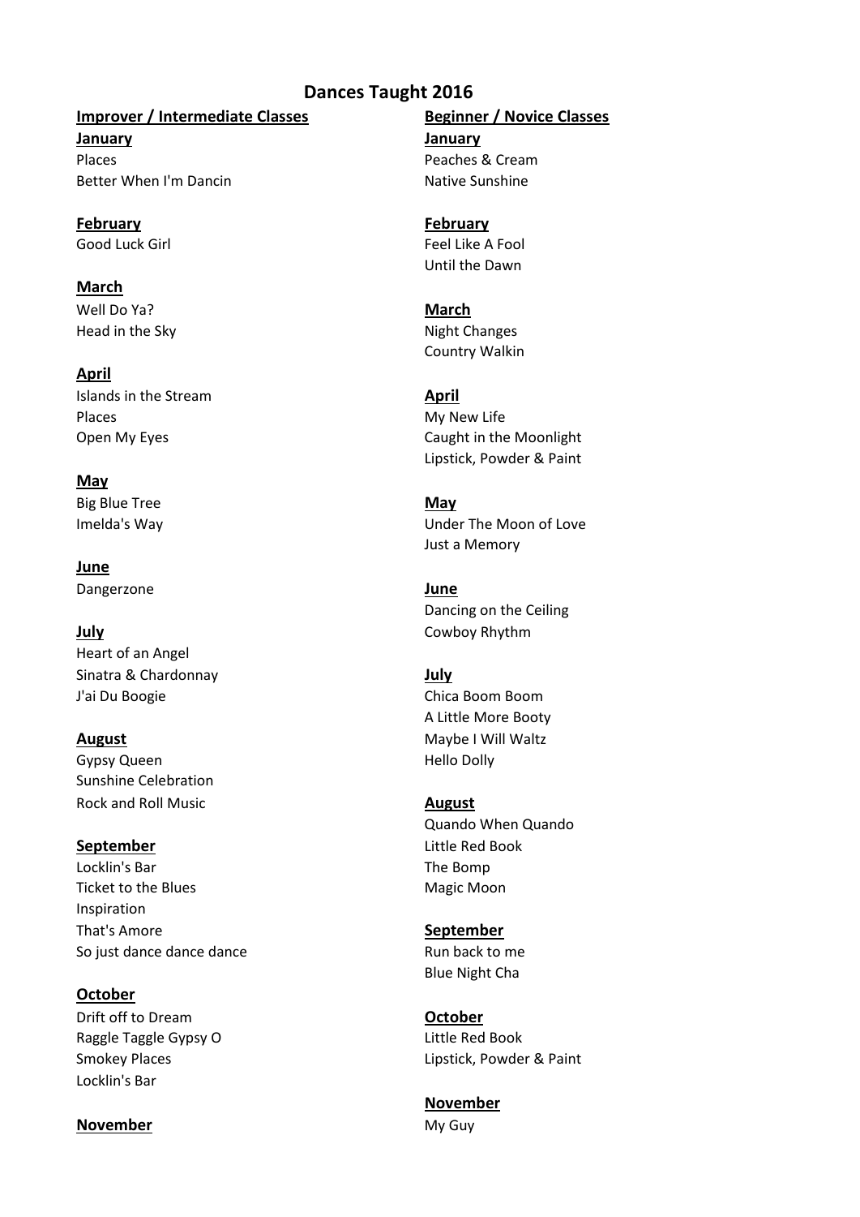# Dances Taught 2016

## Improver / Intermediate Classes

**January**

Places
Better When I'm Dancin

**February**

Good Luck Girl

**March**

Well Do Ya?
Head in the Sky

**April**

Islands in the Stream
Places
Open My Eyes

**May**

Big Blue Tree
Imelda's Way

**June**

Dangerzone

**July**

Heart of an Angel
Sinatra & Chardonnay
J'ai Du Boogie

**August**

Gypsy Queen
Sunshine Celebration
Rock and Roll Music

**September**

Locklin's Bar
Ticket to the Blues
Inspiration
That's Amore
So just dance dance dance

**October**

Drift off to Dream
Raggle Taggle Gypsy O
Smokey Places
Locklin's Bar

**November**

## Beginner / Novice Classes

**January**

Peaches & Cream
Native Sunshine

**February**

Feel Like A Fool
Until the Dawn

**March**

Night Changes
Country Walkin

**April**

My New Life
Caught in the Moonlight
Lipstick, Powder & Paint

**May**

Under The Moon of Love
Just a Memory

**June**

Dancing on the Ceiling
Cowboy Rhythm

**July**

Chica Boom Boom
A Little More Booty
Maybe I Will Waltz
Hello Dolly

**August**

Quando When Quando
Little Red Book
The Bomp
Magic Moon

**September**

Run back to me
Blue Night Cha

**October**

Little Red Book
Lipstick, Powder & Paint

**November**

My Guy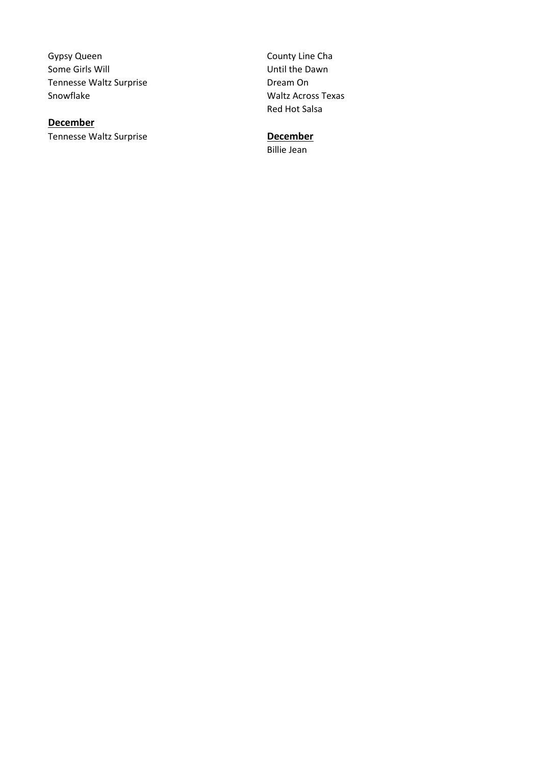Gypsy Queen
Some Girls Will
Tennesse Waltz Surprise
Snowflake

**December**

Tennesse Waltz Surprise

County Line Cha
Until the Dawn
Dream On
Waltz Across Texas
Red Hot Salsa

**December**

Billie Jean